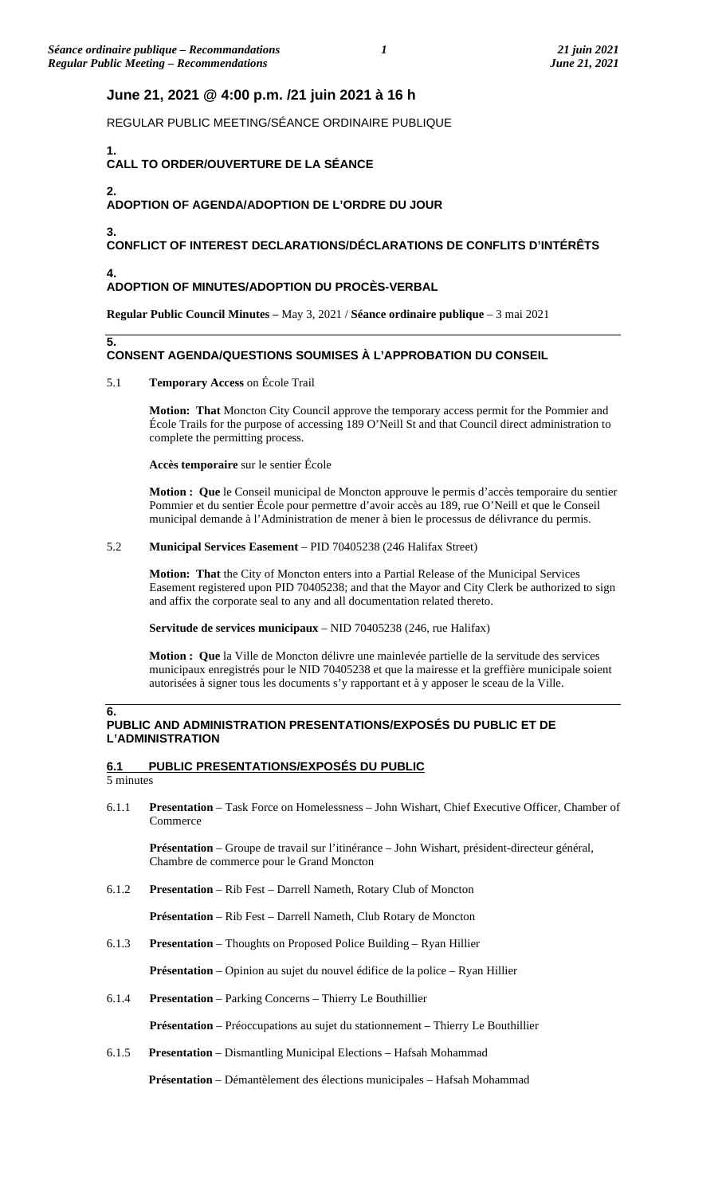## June 21, 2021 @ 4:00 p.m. /21 juin 2021 à 16 h

REGULAR PUBLIC MEETING/SÉANCE ORDINAIRE PUBLIQUE

### 1. CALL TO ORDER/OUVERTURE DE LA SÉANCE

### 2. ADOPTION OF AGENDA/ADOPTION DE L'ORDRE DU JOUR

### 3. CONFLICT OF INTEREST DECLARATIONS/DÉCLARATIONS DE CONFLITS D'INTÉRÊTS

### 4. ADOPTION OF MINUTES/ADOPTION DU PROCÈS-VERBAL

**Regular Public Council Minutes –** May 3, 2021 / **Séance ordinaire publique** – 3 mai 2021

### 5. CONSENT AGENDA/QUESTIONS SOUMISES À L'APPROBATION DU CONSEIL

5.1 **Temporary Access** on École Trail

**Motion: That** Moncton City Council approve the temporary access permit for the Pommier and École Trails for the purpose of accessing 189 O'Neill St and that Council direct administration to complete the permitting process.

**Accès temporaire** sur le sentier École

**Motion : Que** le Conseil municipal de Moncton approuve le permis d'accès temporaire du sentier Pommier et du sentier École pour permettre d'avoir accès au 189, rue O'Neill et que le Conseil municipal demande à l'Administration de mener à bien le processus de délivrance du permis.

5.2 **Municipal Services Easement** – PID 70405238 (246 Halifax Street)

**Motion: That** the City of Moncton enters into a Partial Release of the Municipal Services Easement registered upon PID 70405238; and that the Mayor and City Clerk be authorized to sign and affix the corporate seal to any and all documentation related thereto.

**Servitude de services municipaux** – NID 70405238 (246, rue Halifax)

**Motion : Que** la Ville de Moncton délivre une mainlevée partielle de la servitude des services municipaux enregistrés pour le NID 70405238 et que la mairesse et la greffière municipale soient autorisées à signer tous les documents s'y rapportant et à y apposer le sceau de la Ville.

### 6. PUBLIC AND ADMINISTRATION PRESENTATIONS/EXPOSÉS DU PUBLIC ET DE L'ADMINISTRATION

#### 6.1 PUBLIC PRESENTATIONS/EXPOSÉS DU PUBLIC

5 minutes

6.1.1 **Presentation** – Task Force on Homelessness – John Wishart, Chief Executive Officer, Chamber of Commerce

**Présentation** – Groupe de travail sur l'itinérance – John Wishart, président-directeur général, Chambre de commerce pour le Grand Moncton

6.1.2 **Presentation** – Rib Fest – Darrell Nameth, Rotary Club of Moncton

**Présentation** – Rib Fest – Darrell Nameth, Club Rotary de Moncton

6.1.3 **Presentation** – Thoughts on Proposed Police Building – Ryan Hillier

**Présentation** – Opinion au sujet du nouvel édifice de la police – Ryan Hillier

6.1.4 **Presentation** – Parking Concerns – Thierry Le Bouthillier

**Présentation** – Préoccupations au sujet du stationnement – Thierry Le Bouthillier

6.1.5 **Presentation** – Dismantling Municipal Elections – Hafsah Mohammad

**Présentation** – Démantèlement des élections municipales – Hafsah Mohammad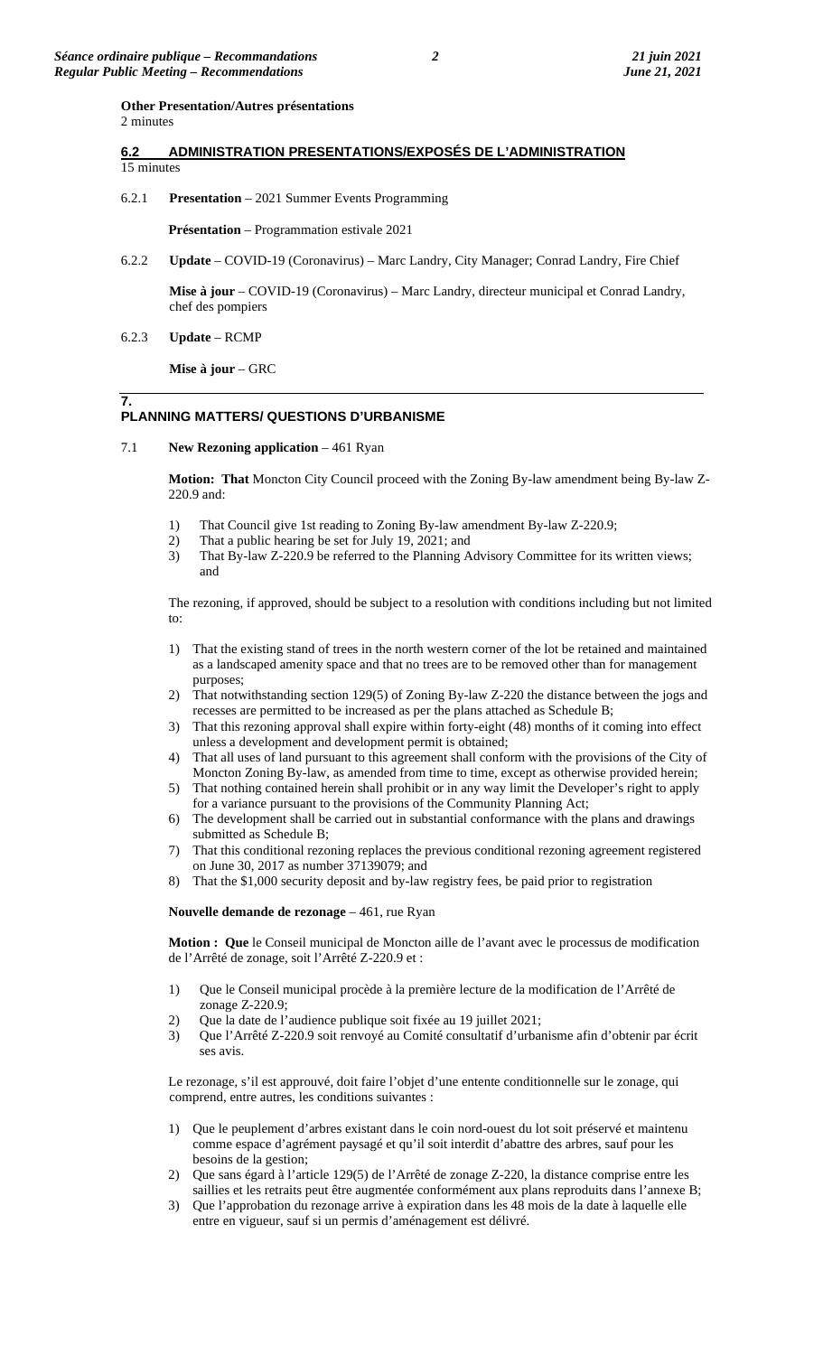**Other Presentation/Autres présentations**
2 minutes

## 6.2 ADMINISTRATION PRESENTATIONS/EXPOSÉS DE L'ADMINISTRATION

15 minutes

6.2.1 **Presentation** – 2021 Summer Events Programming

**Présentation** – Programmation estivale 2021

6.2.2 **Update** – COVID-19 (Coronavirus) – Marc Landry, City Manager; Conrad Landry, Fire Chief

**Mise à jour** – COVID-19 (Coronavirus) – Marc Landry, directeur municipal et Conrad Landry, chef des pompiers

6.2.3 **Update** – RCMP

**Mise à jour** – GRC

## 7. PLANNING MATTERS/ QUESTIONS D'URBANISME

7.1 **New Rezoning application** – 461 Ryan

**Motion: That** Moncton City Council proceed with the Zoning By-law amendment being By-law Z-220.9 and:

1) That Council give 1st reading to Zoning By-law amendment By-law Z-220.9;
2) That a public hearing be set for July 19, 2021; and
3) That By-law Z-220.9 be referred to the Planning Advisory Committee for its written views; and

The rezoning, if approved, should be subject to a resolution with conditions including but not limited to:

1) That the existing stand of trees in the north western corner of the lot be retained and maintained as a landscaped amenity space and that no trees are to be removed other than for management purposes;
2) That notwithstanding section 129(5) of Zoning By-law Z-220 the distance between the jogs and recesses are permitted to be increased as per the plans attached as Schedule B;
3) That this rezoning approval shall expire within forty-eight (48) months of it coming into effect unless a development and development permit is obtained;
4) That all uses of land pursuant to this agreement shall conform with the provisions of the City of Moncton Zoning By-law, as amended from time to time, except as otherwise provided herein;
5) That nothing contained herein shall prohibit or in any way limit the Developer's right to apply for a variance pursuant to the provisions of the Community Planning Act;
6) The development shall be carried out in substantial conformance with the plans and drawings submitted as Schedule B;
7) That this conditional rezoning replaces the previous conditional rezoning agreement registered on June 30, 2017 as number 37139079; and
8) That the $1,000 security deposit and by-law registry fees, be paid prior to registration

**Nouvelle demande de rezonage** – 461, rue Ryan

**Motion : Que** le Conseil municipal de Moncton aille de l'avant avec le processus de modification de l'Arrêté de zonage, soit l'Arrêté Z-220.9 et :

1) Que le Conseil municipal procède à la première lecture de la modification de l'Arrêté de zonage Z-220.9;
2) Que la date de l'audience publique soit fixée au 19 juillet 2021;
3) Que l'Arrêté Z-220.9 soit renvoyé au Comité consultatif d'urbanisme afin d'obtenir par écrit ses avis.

Le rezonage, s'il est approuvé, doit faire l'objet d'une entente conditionnelle sur le zonage, qui comprend, entre autres, les conditions suivantes :

1) Que le peuplement d'arbres existant dans le coin nord-ouest du lot soit préservé et maintenu comme espace d'agrément paysagé et qu'il soit interdit d'abattre des arbres, sauf pour les besoins de la gestion;
2) Que sans égard à l'article 129(5) de l'Arrêté de zonage Z-220, la distance comprise entre les saillies et les retraits peut être augmentée conformément aux plans reproduits dans l'annexe B;
3) Que l'approbation du rezonage arrive à expiration dans les 48 mois de la date à laquelle elle entre en vigueur, sauf si un permis d'aménagement est délivré.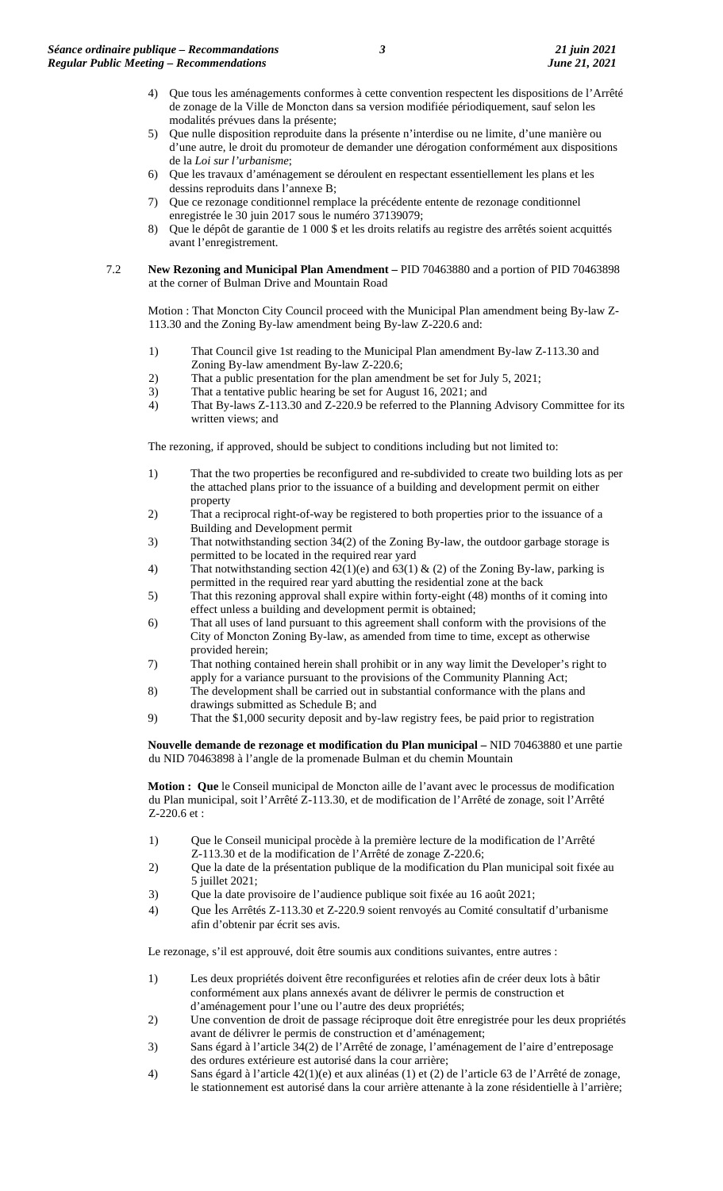4) Que tous les aménagements conformes à cette convention respectent les dispositions de l'Arrêté de zonage de la Ville de Moncton dans sa version modifiée périodiquement, sauf selon les modalités prévues dans la présente;
5) Que nulle disposition reproduite dans la présente n'interdise ou ne limite, d'une manière ou d'une autre, le droit du promoteur de demander une dérogation conformément aux dispositions de la *Loi sur l'urbanisme*;
6) Que les travaux d'aménagement se déroulent en respectant essentiellement les plans et les dessins reproduits dans l'annexe B;
7) Que ce rezonage conditionnel remplace la précédente entente de rezonage conditionnel enregistrée le 30 juin 2017 sous le numéro 37139079;
8) Que le dépôt de garantie de 1 000 $ et les droits relatifs au registre des arrêtés soient acquittés avant l'enregistrement.

7.2 **New Rezoning and Municipal Plan Amendment –** PID 70463880 and a portion of PID 70463898 at the corner of Bulman Drive and Mountain Road

Motion : That Moncton City Council proceed with the Municipal Plan amendment being By-law Z-113.30 and the Zoning By-law amendment being By-law Z-220.6 and:

1) That Council give 1st reading to the Municipal Plan amendment By-law Z-113.30 and Zoning By-law amendment By-law Z-220.6;
2) That a public presentation for the plan amendment be set for July 5, 2021;
3) That a tentative public hearing be set for August 16, 2021; and
4) That By-laws Z-113.30 and Z-220.9 be referred to the Planning Advisory Committee for its written views; and

The rezoning, if approved, should be subject to conditions including but not limited to:

1) That the two properties be reconfigured and re-subdivided to create two building lots as per the attached plans prior to the issuance of a building and development permit on either property
2) That a reciprocal right-of-way be registered to both properties prior to the issuance of a Building and Development permit
3) That notwithstanding section 34(2) of the Zoning By-law, the outdoor garbage storage is permitted to be located in the required rear yard
4) That notwithstanding section 42(1)(e) and 63(1) & (2) of the Zoning By-law, parking is permitted in the required rear yard abutting the residential zone at the back
5) That this rezoning approval shall expire within forty-eight (48) months of it coming into effect unless a building and development permit is obtained;
6) That all uses of land pursuant to this agreement shall conform with the provisions of the City of Moncton Zoning By-law, as amended from time to time, except as otherwise provided herein;
7) That nothing contained herein shall prohibit or in any way limit the Developer's right to apply for a variance pursuant to the provisions of the Community Planning Act;
8) The development shall be carried out in substantial conformance with the plans and drawings submitted as Schedule B; and
9) That the $1,000 security deposit and by-law registry fees, be paid prior to registration

**Nouvelle demande de rezonage et modification du Plan municipal –** NID 70463880 et une partie du NID 70463898 à l'angle de la promenade Bulman et du chemin Mountain

**Motion : Que** le Conseil municipal de Moncton aille de l'avant avec le processus de modification du Plan municipal, soit l'Arrêté Z-113.30, et de modification de l'Arrêté de zonage, soit l'Arrêté Z-220.6 et :

1) Que le Conseil municipal procède à la première lecture de la modification de l'Arrêté Z-113.30 et de la modification de l'Arrêté de zonage Z-220.6;
2) Que la date de la présentation publique de la modification du Plan municipal soit fixée au 5 juillet 2021;
3) Que la date provisoire de l'audience publique soit fixée au 16 août 2021;
4) Que les Arrêtés Z-113.30 et Z-220.9 soient renvoyés au Comité consultatif d'urbanisme afin d'obtenir par écrit ses avis.

Le rezonage, s'il est approuvé, doit être soumis aux conditions suivantes, entre autres :

1) Les deux propriétés doivent être reconfigurées et reloties afin de créer deux lots à bâtir conformément aux plans annexés avant de délivrer le permis de construction et d'aménagement pour l'une ou l'autre des deux propriétés;
2) Une convention de droit de passage réciproque doit être enregistrée pour les deux propriétés avant de délivrer le permis de construction et d'aménagement;
3) Sans égard à l'article 34(2) de l'Arrêté de zonage, l'aménagement de l'aire d'entreposage des ordures extérieure est autorisé dans la cour arrière;
4) Sans égard à l'article 42(1)(e) et aux alinéas (1) et (2) de l'article 63 de l'Arrêté de zonage, le stationnement est autorisé dans la cour arrière attenante à la zone résidentielle à l'arrière;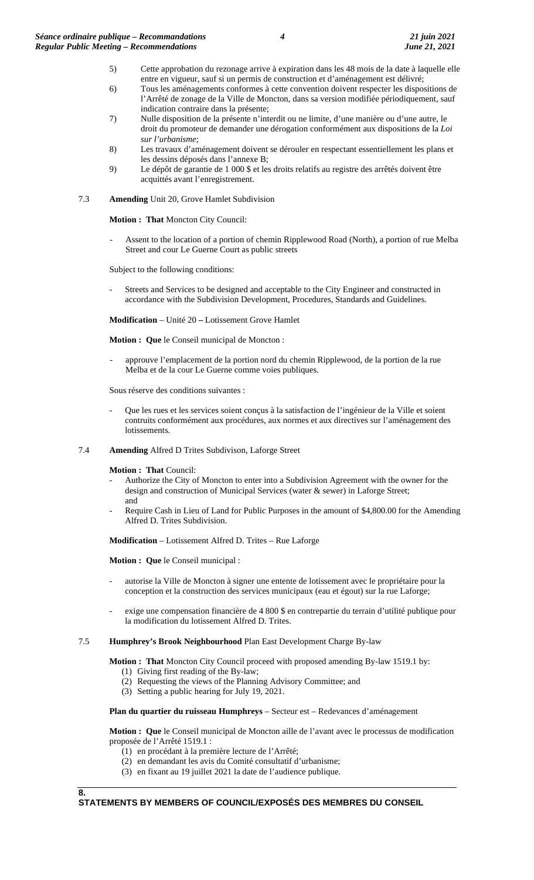5) Cette approbation du rezonage arrive à expiration dans les 48 mois de la date à laquelle elle entre en vigueur, sauf si un permis de construction et d'aménagement est délivré;
6) Tous les aménagements conformes à cette convention doivent respecter les dispositions de l'Arrêté de zonage de la Ville de Moncton, dans sa version modifiée périodiquement, sauf indication contraire dans la présente;
7) Nulle disposition de la présente n'interdit ou ne limite, d'une manière ou d'une autre, le droit du promoteur de demander une dérogation conformément aux dispositions de la *Loi sur l'urbanisme*;
8) Les travaux d'aménagement doivent se dérouler en respectant essentiellement les plans et les dessins déposés dans l'annexe B;
9) Le dépôt de garantie de 1 000 $ et les droits relatifs au registre des arrêtés doivent être acquittés avant l'enregistrement.

7.3 **Amending** Unit 20, Grove Hamlet Subdivision

**Motion : That** Moncton City Council:

- Assent to the location of a portion of chemin Ripplewood Road (North), a portion of rue Melba Street and cour Le Guerne Court as public streets

Subject to the following conditions:

- Streets and Services to be designed and acceptable to the City Engineer and constructed in accordance with the Subdivision Development, Procedures, Standards and Guidelines.

**Modification** – Unité 20 – Lotissement Grove Hamlet

**Motion : Que** le Conseil municipal de Moncton :

- approuve l'emplacement de la portion nord du chemin Ripplewood, de la portion de la rue Melba et de la cour Le Guerne comme voies publiques.

Sous réserve des conditions suivantes :

- Que les rues et les services soient conçus à la satisfaction de l'ingénieur de la Ville et soient contruits conformément aux procédures, aux normes et aux directives sur l'aménagement des lotissements.

7.4 **Amending** Alfred D Trites Subdivison, Laforge Street

**Motion : That** Council:

- Authorize the City of Moncton to enter into a Subdivision Agreement with the owner for the design and construction of Municipal Services (water & sewer) in Laforge Street; and
- Require Cash in Lieu of Land for Public Purposes in the amount of $4,800.00 for the Amending Alfred D. Trites Subdivision.

**Modification** – Lotissement Alfred D. Trites – Rue Laforge

**Motion : Que** le Conseil municipal :

- autorise la Ville de Moncton à signer une entente de lotissement avec le propriétaire pour la conception et la construction des services municipaux (eau et égout) sur la rue Laforge;
- exige une compensation financière de 4 800 $ en contrepartie du terrain d'utilité publique pour la modification du lotissement Alfred D. Trites.

7.5 **Humphrey's Brook Neighbourhood** Plan East Development Charge By-law

**Motion : That** Moncton City Council proceed with proposed amending By-law 1519.1 by:

(1) Giving first reading of the By-law;
(2) Requesting the views of the Planning Advisory Committee; and
(3) Setting a public hearing for July 19, 2021.

**Plan du quartier du ruisseau Humphreys** – Secteur est – Redevances d'aménagement

**Motion : Que** le Conseil municipal de Moncton aille de l'avant avec le processus de modification proposée de l'Arrêté 1519.1 :

(1) en procédant à la première lecture de l'Arrêté;
(2) en demandant les avis du Comité consultatif d'urbanisme;
(3) en fixant au 19 juillet 2021 la date de l'audience publique.

## 8. STATEMENTS BY MEMBERS OF COUNCIL/EXPOSÉS DES MEMBRES DU CONSEIL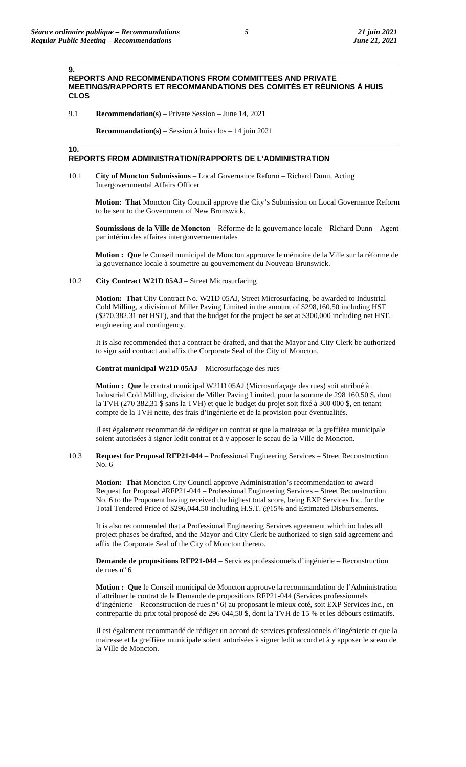## 9. REPORTS AND RECOMMENDATIONS FROM COMMITTEES AND PRIVATE MEETINGS/RAPPORTS ET RECOMMANDATIONS DES COMITÉS ET RÉUNIONS À HUIS CLOS

9.1 **Recommendation(s)** – Private Session – June 14, 2021

**Recommandation(s)** – Session à huis clos – 14 juin 2021

## 10. REPORTS FROM ADMINISTRATION/RAPPORTS DE L'ADMINISTRATION

10.1 **City of Moncton Submissions** – Local Governance Reform – Richard Dunn, Acting Intergovernmental Affairs Officer

**Motion: That** Moncton City Council approve the City's Submission on Local Governance Reform to be sent to the Government of New Brunswick.

**Soumissions de la Ville de Moncton** – Réforme de la gouvernance locale – Richard Dunn – Agent par intérim des affaires intergouvernementales

**Motion : Que** le Conseil municipal de Moncton approuve le mémoire de la Ville sur la réforme de la gouvernance locale à soumettre au gouvernement du Nouveau-Brunswick.

10.2 **City Contract W21D 05AJ** – Street Microsurfacing

**Motion: That** City Contract No. W21D 05AJ, Street Microsurfacing, be awarded to Industrial Cold Milling, a division of Miller Paving Limited in the amount of $298,160.50 including HST ($270,382.31 net HST), and that the budget for the project be set at $300,000 including net HST, engineering and contingency.

It is also recommended that a contract be drafted, and that the Mayor and City Clerk be authorized to sign said contract and affix the Corporate Seal of the City of Moncton.

**Contrat municipal W21D 05AJ** – Microsurfaçage des rues

**Motion : Que** le contrat municipal W21D 05AJ (Microsurfaçage des rues) soit attribué à Industrial Cold Milling, division de Miller Paving Limited, pour la somme de 298 160,50 $, dont la TVH (270 382,31 $ sans la TVH) et que le budget du projet soit fixé à 300 000 $, en tenant compte de la TVH nette, des frais d'ingénierie et de la provision pour éventualités.

Il est également recommandé de rédiger un contrat et que la mairesse et la greffière municipale soient autorisées à signer ledit contrat et à y apposer le sceau de la Ville de Moncton.

10.3 **Request for Proposal RFP21-044** – Professional Engineering Services – Street Reconstruction No. 6

**Motion: That** Moncton City Council approve Administration's recommendation to award Request for Proposal #RFP21-044 – Professional Engineering Services – Street Reconstruction No. 6 to the Proponent having received the highest total score, being EXP Services Inc. for the Total Tendered Price of $296,044.50 including H.S.T. @15% and Estimated Disbursements.

It is also recommended that a Professional Engineering Services agreement which includes all project phases be drafted, and the Mayor and City Clerk be authorized to sign said agreement and affix the Corporate Seal of the City of Moncton thereto.

**Demande de propositions RFP21-044** – Services professionnels d'ingénierie – Reconstruction de rues n° 6

**Motion : Que** le Conseil municipal de Moncton approuve la recommandation de l'Administration d'attribuer le contrat de la Demande de propositions RFP21-044 (Services professionnels d'ingénierie – Reconstruction de rues n° 6) au proposant le mieux coté, soit EXP Services Inc., en contrepartie du prix total proposé de 296 044,50 $, dont la TVH de 15 % et les débours estimatifs.

Il est également recommandé de rédiger un accord de services professionnels d'ingénierie et que la mairesse et la greffière municipale soient autorisées à signer ledit accord et à y apposer le sceau de la Ville de Moncton.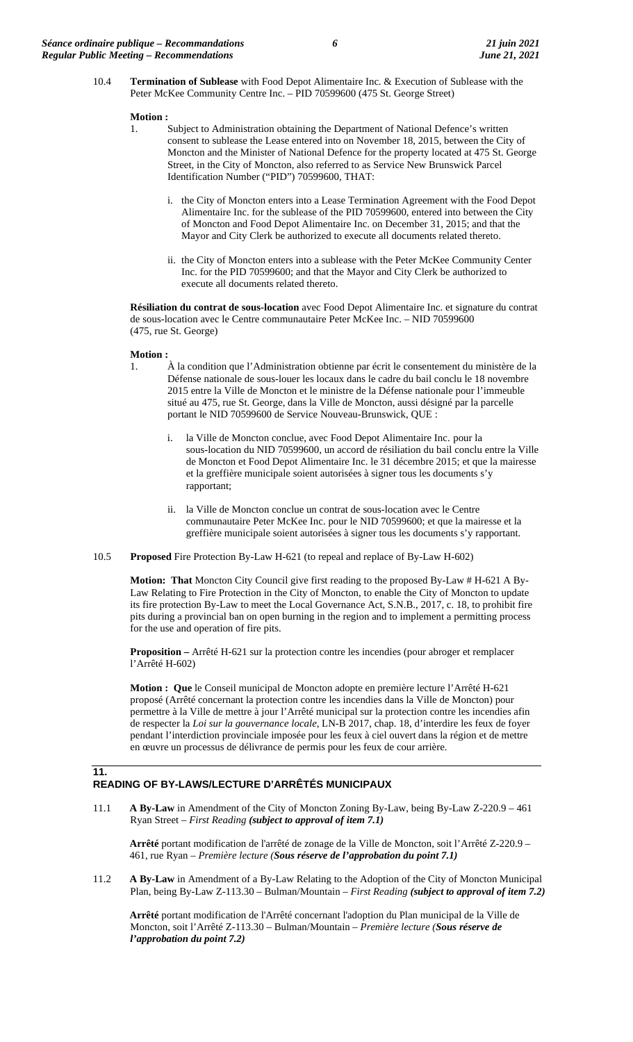10.4 **Termination of Sublease** with Food Depot Alimentaire Inc. & Execution of Sublease with the Peter McKee Community Centre Inc. – PID 70599600 (475 St. George Street)

**Motion :**

1. Subject to Administration obtaining the Department of National Defence's written consent to sublease the Lease entered into on November 18, 2015, between the City of Moncton and the Minister of National Defence for the property located at 475 St. George Street, in the City of Moncton, also referred to as Service New Brunswick Parcel Identification Number ("PID") 70599600, THAT:

   i. the City of Moncton enters into a Lease Termination Agreement with the Food Depot Alimentaire Inc. for the sublease of the PID 70599600, entered into between the City of Moncton and Food Depot Alimentaire Inc. on December 31, 2015; and that the Mayor and City Clerk be authorized to execute all documents related thereto.

   ii. the City of Moncton enters into a sublease with the Peter McKee Community Center Inc. for the PID 70599600; and that the Mayor and City Clerk be authorized to execute all documents related thereto.

**Résiliation du contrat de sous-location** avec Food Depot Alimentaire Inc. et signature du contrat de sous-location avec le Centre communautaire Peter McKee Inc. – NID 70599600 (475, rue St. George)

**Motion :**

1. À la condition que l'Administration obtienne par écrit le consentement du ministère de la Défense nationale de sous-louer les locaux dans le cadre du bail conclu le 18 novembre 2015 entre la Ville de Moncton et le ministre de la Défense nationale pour l'immeuble situé au 475, rue St. George, dans la Ville de Moncton, aussi désigné par la parcelle portant le NID 70599600 de Service Nouveau-Brunswick, QUE :

   i. la Ville de Moncton conclue, avec Food Depot Alimentaire Inc. pour la sous-location du NID 70599600, un accord de résiliation du bail conclu entre la Ville de Moncton et Food Depot Alimentaire Inc. le 31 décembre 2015; et que la mairesse et la greffière municipale soient autorisées à signer tous les documents s'y rapportant;

   ii. la Ville de Moncton conclue un contrat de sous-location avec le Centre communautaire Peter McKee Inc. pour le NID 70599600; et que la mairesse et la greffière municipale soient autorisées à signer tous les documents s'y rapportant.

10.5 **Proposed** Fire Protection By-Law H-621 (to repeal and replace of By-Law H-602)

**Motion: That** Moncton City Council give first reading to the proposed By-Law # H-621 A By-Law Relating to Fire Protection in the City of Moncton, to enable the City of Moncton to update its fire protection By-Law to meet the Local Governance Act, S.N.B., 2017, c. 18, to prohibit fire pits during a provincial ban on open burning in the region and to implement a permitting process for the use and operation of fire pits.

**Proposition –** Arrêté H-621 sur la protection contre les incendies (pour abroger et remplacer l'Arrêté H-602)

**Motion : Que** le Conseil municipal de Moncton adopte en première lecture l'Arrêté H-621 proposé (Arrêté concernant la protection contre les incendies dans la Ville de Moncton) pour permettre à la Ville de mettre à jour l'Arrêté municipal sur la protection contre les incendies afin de respecter la *Loi sur la gouvernance locale*, LN-B 2017, chap. 18, d'interdire les feux de foyer pendant l'interdiction provinciale imposée pour les feux à ciel ouvert dans la région et de mettre en œuvre un processus de délivrance de permis pour les feux de cour arrière.

## 11. READING OF BY-LAWS/LECTURE D'ARRÊTÉS MUNICIPAUX

11.1 **A By-Law** in Amendment of the City of Moncton Zoning By-Law, being By-Law Z-220.9 – 461 Ryan Street – *First Reading* ***(subject to approval of item 7.1)***

**Arrêté** portant modification de l'arrêté de zonage de la Ville de Moncton, soit l'Arrêté Z-220.9 – 461, rue Ryan – *Première lecture (**Sous réserve de l'approbation du point 7.1)***

11.2 **A By-Law** in Amendment of a By-Law Relating to the Adoption of the City of Moncton Municipal Plan, being By-Law Z-113.30 – Bulman/Mountain – *First Reading* ***(subject to approval of item 7.2)***

**Arrêté** portant modification de l'Arrêté concernant l'adoption du Plan municipal de la Ville de Moncton, soit l'Arrêté Z-113.30 – Bulman/Mountain – *Première lecture (**Sous réserve de l'approbation du point 7.2)***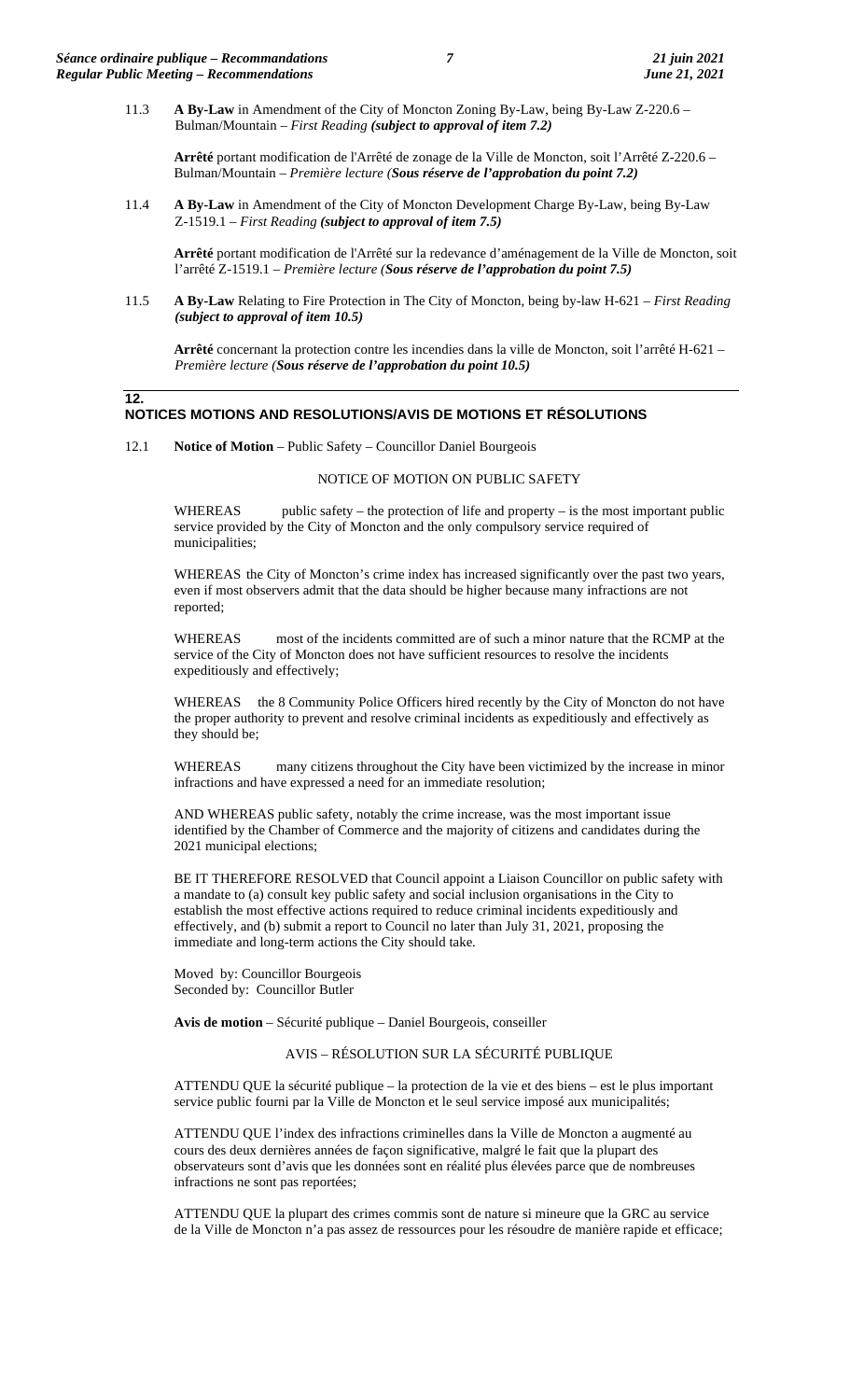11.3 **A By-Law** in Amendment of the City of Moncton Zoning By-Law, being By-Law Z-220.6 – Bulman/Mountain – *First Reading* ***(subject to approval of item 7.2)***

**Arrêté** portant modification de l'Arrêté de zonage de la Ville de Moncton, soit l'Arrêté Z-220.6 – Bulman/Mountain – *Première lecture (**Sous réserve de l'approbation du point 7.2)***

11.4 **A By-Law** in Amendment of the City of Moncton Development Charge By-Law, being By-Law Z-1519.1 – *First Reading* ***(subject to approval of item 7.5)***

**Arrêté** portant modification de l'Arrêté sur la redevance d'aménagement de la Ville de Moncton, soit l'arrêté Z-1519.1 – *Première lecture (**Sous réserve de l'approbation du point 7.5)***

11.5 **A By-Law** Relating to Fire Protection in The City of Moncton, being by-law H-621 – *First Reading* ***(subject to approval of item 10.5)***

**Arrêté** concernant la protection contre les incendies dans la ville de Moncton, soit l'arrêté H-621 – *Première lecture (**Sous réserve de l'approbation du point 10.5)***

## 12. NOTICES MOTIONS AND RESOLUTIONS/AVIS DE MOTIONS ET RÉSOLUTIONS

12.1 **Notice of Motion** – Public Safety – Councillor Daniel Bourgeois

NOTICE OF MOTION ON PUBLIC SAFETY

WHEREAS public safety – the protection of life and property – is the most important public service provided by the City of Moncton and the only compulsory service required of municipalities;

WHEREAS the City of Moncton's crime index has increased significantly over the past two years, even if most observers admit that the data should be higher because many infractions are not reported;

WHEREAS most of the incidents committed are of such a minor nature that the RCMP at the service of the City of Moncton does not have sufficient resources to resolve the incidents expeditiously and effectively;

WHEREAS the 8 Community Police Officers hired recently by the City of Moncton do not have the proper authority to prevent and resolve criminal incidents as expeditiously and effectively as they should be;

WHEREAS many citizens throughout the City have been victimized by the increase in minor infractions and have expressed a need for an immediate resolution;

AND WHEREAS public safety, notably the crime increase, was the most important issue identified by the Chamber of Commerce and the majority of citizens and candidates during the 2021 municipal elections;

BE IT THEREFORE RESOLVED that Council appoint a Liaison Councillor on public safety with a mandate to (a) consult key public safety and social inclusion organisations in the City to establish the most effective actions required to reduce criminal incidents expeditiously and effectively, and (b) submit a report to Council no later than July 31, 2021, proposing the immediate and long-term actions the City should take.

Moved by: Councillor Bourgeois
Seconded by: Councillor Butler

**Avis de motion** – Sécurité publique – Daniel Bourgeois, conseiller

AVIS – RÉSOLUTION SUR LA SÉCURITÉ PUBLIQUE

ATTENDU QUE la sécurité publique – la protection de la vie et des biens – est le plus important service public fourni par la Ville de Moncton et le seul service imposé aux municipalités;

ATTENDU QUE l'index des infractions criminelles dans la Ville de Moncton a augmenté au cours des deux dernières années de façon significative, malgré le fait que la plupart des observateurs sont d'avis que les données sont en réalité plus élevées parce que de nombreuses infractions ne sont pas reportées;

ATTENDU QUE la plupart des crimes commis sont de nature si mineure que la GRC au service de la Ville de Moncton n'a pas assez de ressources pour les résoudre de manière rapide et efficace;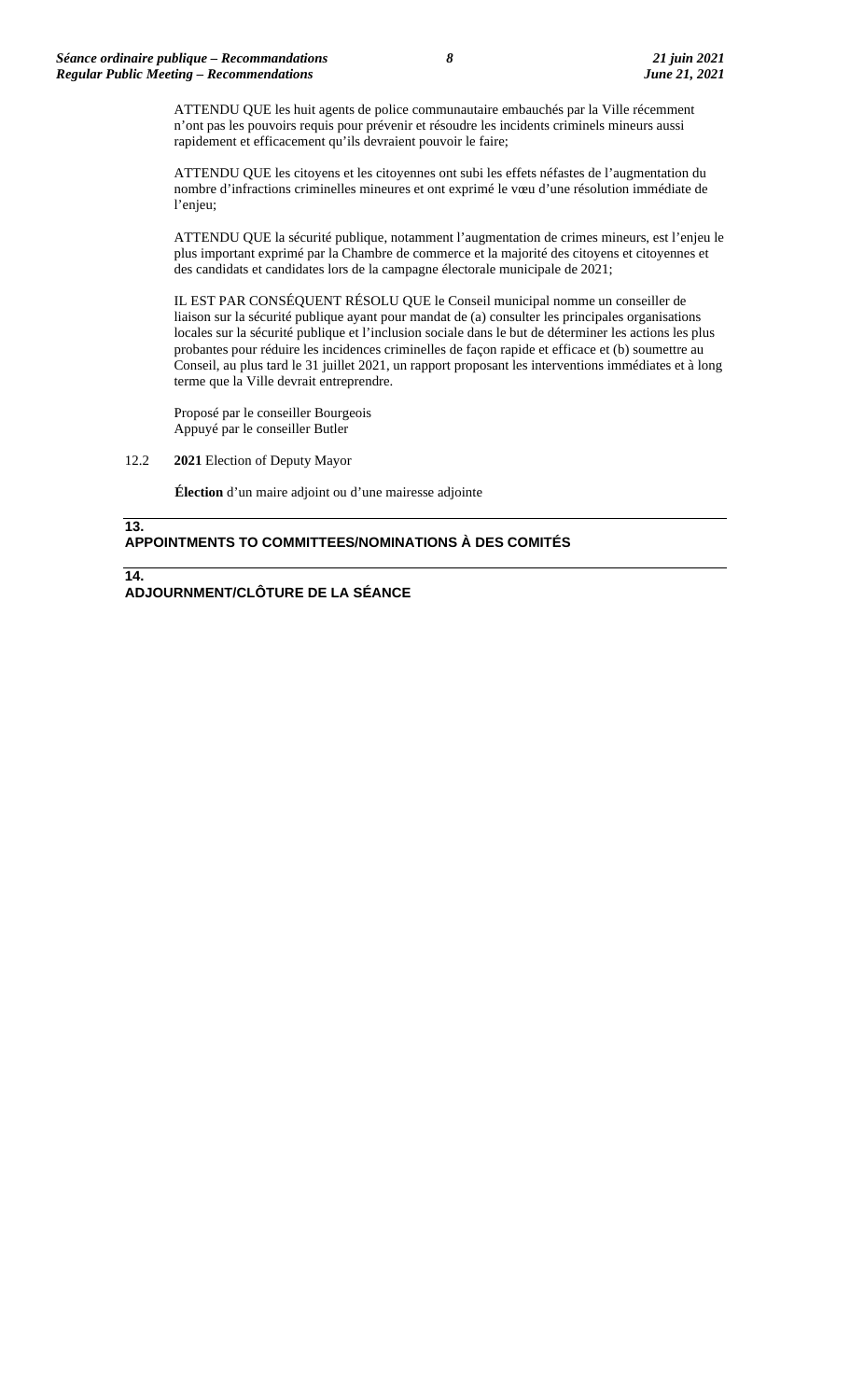ATTENDU QUE les huit agents de police communautaire embauchés par la Ville récemment n'ont pas les pouvoirs requis pour prévenir et résoudre les incidents criminels mineurs aussi rapidement et efficacement qu'ils devraient pouvoir le faire;

ATTENDU QUE les citoyens et les citoyennes ont subi les effets néfastes de l'augmentation du nombre d'infractions criminelles mineures et ont exprimé le vœu d'une résolution immédiate de l'enjeu;

ATTENDU QUE la sécurité publique, notamment l'augmentation de crimes mineurs, est l'enjeu le plus important exprimé par la Chambre de commerce et la majorité des citoyens et citoyennes et des candidats et candidates lors de la campagne électorale municipale de 2021;

IL EST PAR CONSÉQUENT RÉSOLU QUE le Conseil municipal nomme un conseiller de liaison sur la sécurité publique ayant pour mandat de (a) consulter les principales organisations locales sur la sécurité publique et l'inclusion sociale dans le but de déterminer les actions les plus probantes pour réduire les incidences criminelles de façon rapide et efficace et (b) soumettre au Conseil, au plus tard le 31 juillet 2021, un rapport proposant les interventions immédiates et à long terme que la Ville devrait entreprendre.

Proposé par le conseiller Bourgeois
Appuyé par le conseiller Butler

12.2 **2021** Election of Deputy Mayor

**Élection** d'un maire adjoint ou d'une mairesse adjointe

## 13. APPOINTMENTS TO COMMITTEES/NOMINATIONS À DES COMITÉS

## 14. ADJOURNMENT/CLÔTURE DE LA SÉANCE